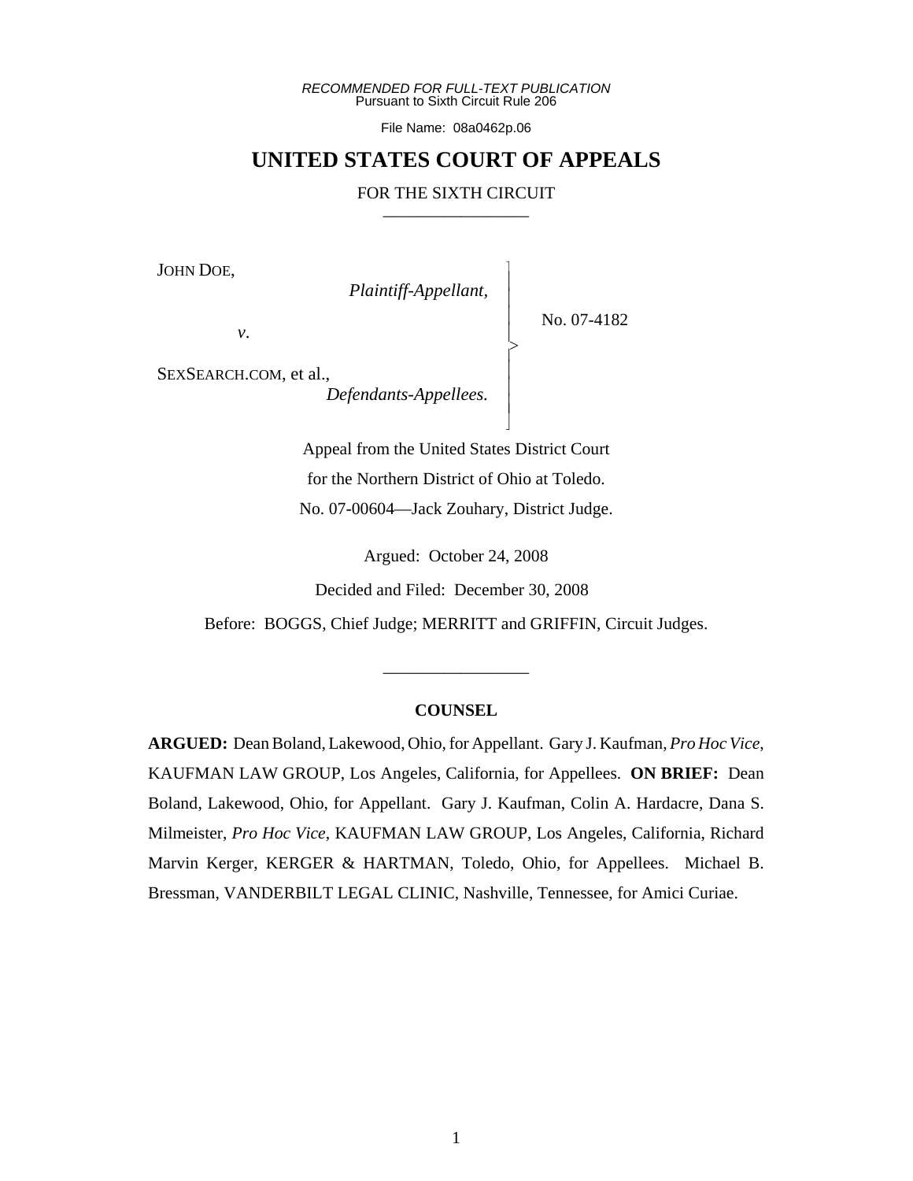*RECOMMENDED FOR FULL-TEXT PUBLICATION*
Pursuant to Sixth Circuit Rule 206

File Name: 08a0462p.06

# UNITED STATES COURT OF APPEALS

FOR THE SIXTH CIRCUIT

JOHN DOE,
*Plaintiff-Appellant,*

*v.*

SEXSEARCH.COM, et al.,
*Defendants-Appellees.*

No. 07-4182

Appeal from the United States District Court
for the Northern District of Ohio at Toledo.
No. 07-00604—Jack Zouhary, District Judge.

Argued: October 24, 2008

Decided and Filed: December 30, 2008

Before: BOGGS, Chief Judge; MERRITT and GRIFFIN, Circuit Judges.

## COUNSEL

**ARGUED:** Dean Boland, Lakewood, Ohio, for Appellant. Gary J. Kaufman, *Pro Hoc Vice*, KAUFMAN LAW GROUP, Los Angeles, California, for Appellees. **ON BRIEF:** Dean Boland, Lakewood, Ohio, for Appellant. Gary J. Kaufman, Colin A. Hardacre, Dana S. Milmeister, *Pro Hoc Vice*, KAUFMAN LAW GROUP, Los Angeles, California, Richard Marvin Kerger, KERGER & HARTMAN, Toledo, Ohio, for Appellees. Michael B. Bressman, VANDERBILT LEGAL CLINIC, Nashville, Tennessee, for Amici Curiae.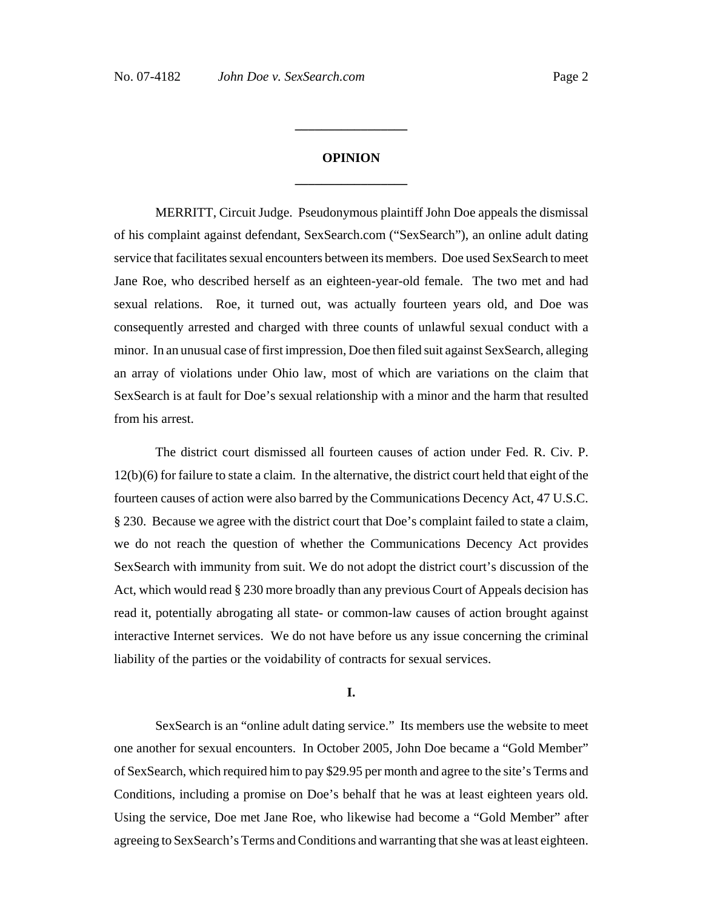## OPINION

MERRITT, Circuit Judge. Pseudonymous plaintiff John Doe appeals the dismissal of his complaint against defendant, SexSearch.com ("SexSearch"), an online adult dating service that facilitates sexual encounters between its members. Doe used SexSearch to meet Jane Roe, who described herself as an eighteen-year-old female. The two met and had sexual relations. Roe, it turned out, was actually fourteen years old, and Doe was consequently arrested and charged with three counts of unlawful sexual conduct with a minor. In an unusual case of first impression, Doe then filed suit against SexSearch, alleging an array of violations under Ohio law, most of which are variations on the claim that SexSearch is at fault for Doe's sexual relationship with a minor and the harm that resulted from his arrest.

The district court dismissed all fourteen causes of action under Fed. R. Civ. P. 12(b)(6) for failure to state a claim. In the alternative, the district court held that eight of the fourteen causes of action were also barred by the Communications Decency Act, 47 U.S.C. § 230. Because we agree with the district court that Doe's complaint failed to state a claim, we do not reach the question of whether the Communications Decency Act provides SexSearch with immunity from suit. We do not adopt the district court's discussion of the Act, which would read § 230 more broadly than any previous Court of Appeals decision has read it, potentially abrogating all state- or common-law causes of action brought against interactive Internet services. We do not have before us any issue concerning the criminal liability of the parties or the voidability of contracts for sexual services.

## I.

SexSearch is an "online adult dating service." Its members use the website to meet one another for sexual encounters. In October 2005, John Doe became a "Gold Member" of SexSearch, which required him to pay $29.95 per month and agree to the site's Terms and Conditions, including a promise on Doe's behalf that he was at least eighteen years old. Using the service, Doe met Jane Roe, who likewise had become a "Gold Member" after agreeing to SexSearch's Terms and Conditions and warranting that she was at least eighteen.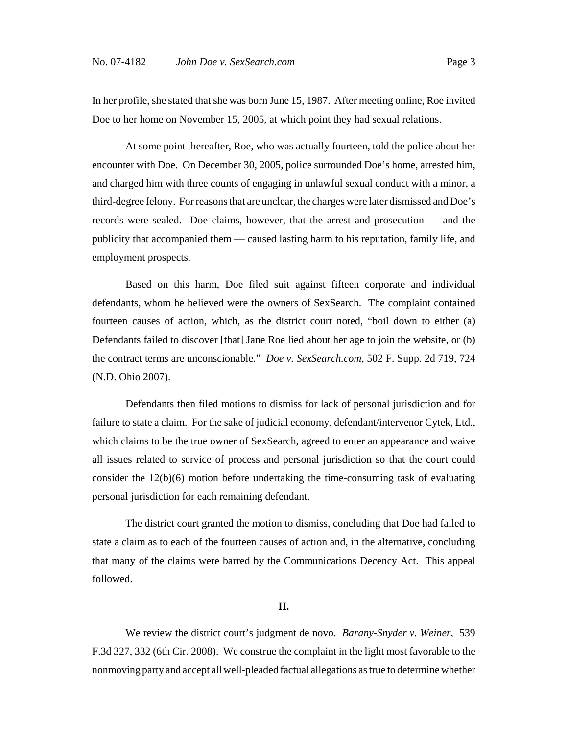In her profile, she stated that she was born June 15, 1987. After meeting online, Roe invited Doe to her home on November 15, 2005, at which point they had sexual relations.

At some point thereafter, Roe, who was actually fourteen, told the police about her encounter with Doe. On December 30, 2005, police surrounded Doe's home, arrested him, and charged him with three counts of engaging in unlawful sexual conduct with a minor, a third-degree felony. For reasons that are unclear, the charges were later dismissed and Doe's records were sealed. Doe claims, however, that the arrest and prosecution — and the publicity that accompanied them — caused lasting harm to his reputation, family life, and employment prospects.

Based on this harm, Doe filed suit against fifteen corporate and individual defendants, whom he believed were the owners of SexSearch. The complaint contained fourteen causes of action, which, as the district court noted, "boil down to either (a) Defendants failed to discover [that] Jane Roe lied about her age to join the website, or (b) the contract terms are unconscionable." *Doe v. SexSearch.com*, 502 F. Supp. 2d 719, 724 (N.D. Ohio 2007).

Defendants then filed motions to dismiss for lack of personal jurisdiction and for failure to state a claim. For the sake of judicial economy, defendant/intervenor Cytek, Ltd., which claims to be the true owner of SexSearch, agreed to enter an appearance and waive all issues related to service of process and personal jurisdiction so that the court could consider the 12(b)(6) motion before undertaking the time-consuming task of evaluating personal jurisdiction for each remaining defendant.

The district court granted the motion to dismiss, concluding that Doe had failed to state a claim as to each of the fourteen causes of action and, in the alternative, concluding that many of the claims were barred by the Communications Decency Act. This appeal followed.

## II.

We review the district court's judgment de novo. *Barany-Snyder v. Weiner*, 539 F.3d 327, 332 (6th Cir. 2008). We construe the complaint in the light most favorable to the nonmoving party and accept all well-pleaded factual allegations as true to determine whether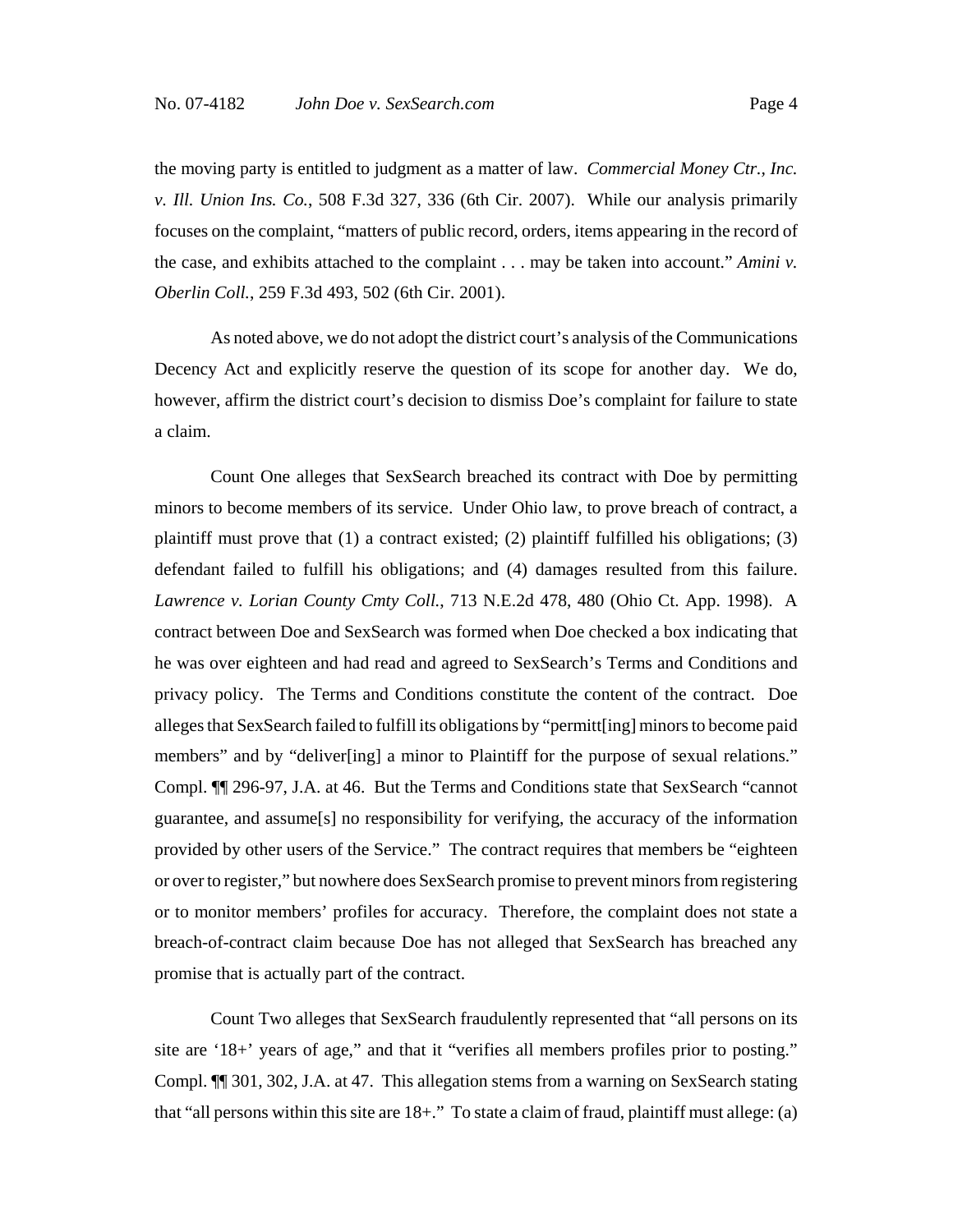the moving party is entitled to judgment as a matter of law. *Commercial Money Ctr., Inc. v. Ill. Union Ins. Co.*, 508 F.3d 327, 336 (6th Cir. 2007). While our analysis primarily focuses on the complaint, "matters of public record, orders, items appearing in the record of the case, and exhibits attached to the complaint . . . may be taken into account." *Amini v. Oberlin Coll.*, 259 F.3d 493, 502 (6th Cir. 2001).

As noted above, we do not adopt the district court's analysis of the Communications Decency Act and explicitly reserve the question of its scope for another day. We do, however, affirm the district court's decision to dismiss Doe's complaint for failure to state a claim.

Count One alleges that SexSearch breached its contract with Doe by permitting minors to become members of its service. Under Ohio law, to prove breach of contract, a plaintiff must prove that (1) a contract existed; (2) plaintiff fulfilled his obligations; (3) defendant failed to fulfill his obligations; and (4) damages resulted from this failure. *Lawrence v. Lorian County Cmty Coll.*, 713 N.E.2d 478, 480 (Ohio Ct. App. 1998). A contract between Doe and SexSearch was formed when Doe checked a box indicating that he was over eighteen and had read and agreed to SexSearch's Terms and Conditions and privacy policy. The Terms and Conditions constitute the content of the contract. Doe alleges that SexSearch failed to fulfill its obligations by "permitt[ing] minors to become paid members" and by "deliver[ing] a minor to Plaintiff for the purpose of sexual relations." Compl. ¶¶ 296-97, J.A. at 46. But the Terms and Conditions state that SexSearch "cannot guarantee, and assume[s] no responsibility for verifying, the accuracy of the information provided by other users of the Service." The contract requires that members be "eighteen or over to register," but nowhere does SexSearch promise to prevent minors from registering or to monitor members' profiles for accuracy. Therefore, the complaint does not state a breach-of-contract claim because Doe has not alleged that SexSearch has breached any promise that is actually part of the contract.

Count Two alleges that SexSearch fraudulently represented that "all persons on its site are '18+' years of age," and that it "verifies all members profiles prior to posting." Compl. ¶¶ 301, 302, J.A. at 47. This allegation stems from a warning on SexSearch stating that "all persons within this site are 18+." To state a claim of fraud, plaintiff must allege: (a)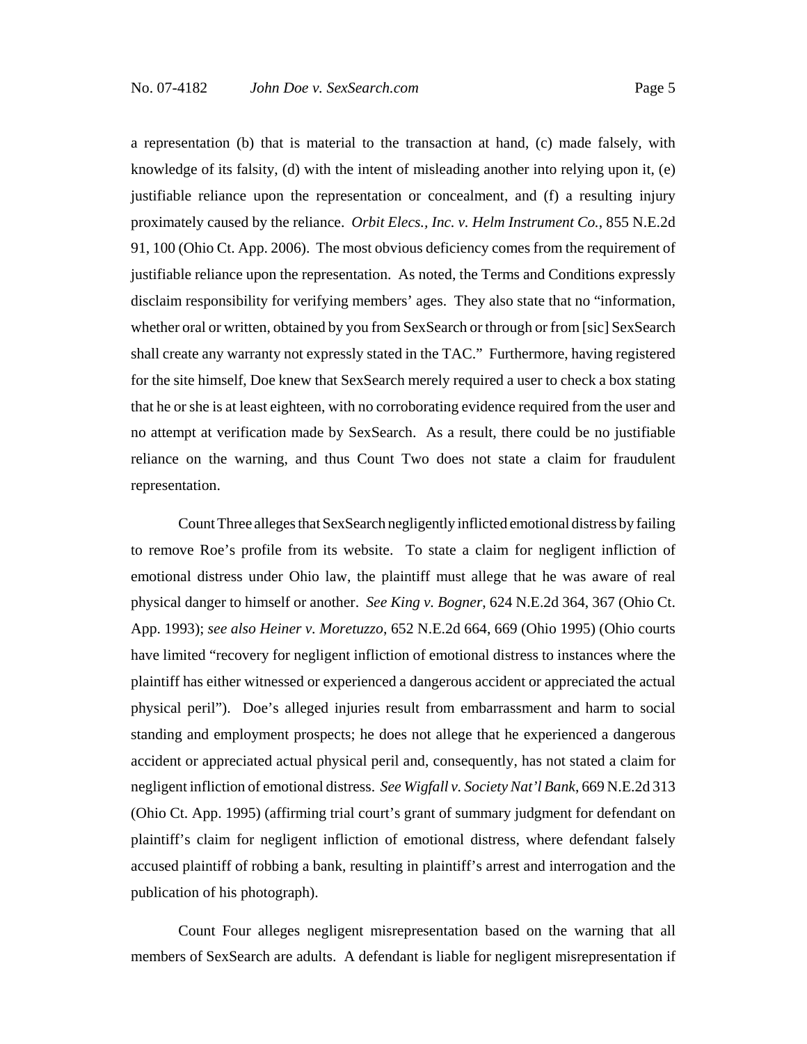a representation (b) that is material to the transaction at hand, (c) made falsely, with knowledge of its falsity, (d) with the intent of misleading another into relying upon it, (e) justifiable reliance upon the representation or concealment, and (f) a resulting injury proximately caused by the reliance. *Orbit Elecs., Inc. v. Helm Instrument Co.*, 855 N.E.2d 91, 100 (Ohio Ct. App. 2006). The most obvious deficiency comes from the requirement of justifiable reliance upon the representation. As noted, the Terms and Conditions expressly disclaim responsibility for verifying members' ages. They also state that no "information, whether oral or written, obtained by you from SexSearch or through or from [sic] SexSearch shall create any warranty not expressly stated in the TAC." Furthermore, having registered for the site himself, Doe knew that SexSearch merely required a user to check a box stating that he or she is at least eighteen, with no corroborating evidence required from the user and no attempt at verification made by SexSearch. As a result, there could be no justifiable reliance on the warning, and thus Count Two does not state a claim for fraudulent representation.

Count Three alleges that SexSearch negligently inflicted emotional distress by failing to remove Roe's profile from its website. To state a claim for negligent infliction of emotional distress under Ohio law, the plaintiff must allege that he was aware of real physical danger to himself or another. *See King v. Bogner*, 624 N.E.2d 364, 367 (Ohio Ct. App. 1993); *see also Heiner v. Moretuzzo*, 652 N.E.2d 664, 669 (Ohio 1995) (Ohio courts have limited "recovery for negligent infliction of emotional distress to instances where the plaintiff has either witnessed or experienced a dangerous accident or appreciated the actual physical peril"). Doe's alleged injuries result from embarrassment and harm to social standing and employment prospects; he does not allege that he experienced a dangerous accident or appreciated actual physical peril and, consequently, has not stated a claim for negligent infliction of emotional distress. *See Wigfall v. Society Nat'l Bank*, 669 N.E.2d 313 (Ohio Ct. App. 1995) (affirming trial court's grant of summary judgment for defendant on plaintiff's claim for negligent infliction of emotional distress, where defendant falsely accused plaintiff of robbing a bank, resulting in plaintiff's arrest and interrogation and the publication of his photograph).

Count Four alleges negligent misrepresentation based on the warning that all members of SexSearch are adults. A defendant is liable for negligent misrepresentation if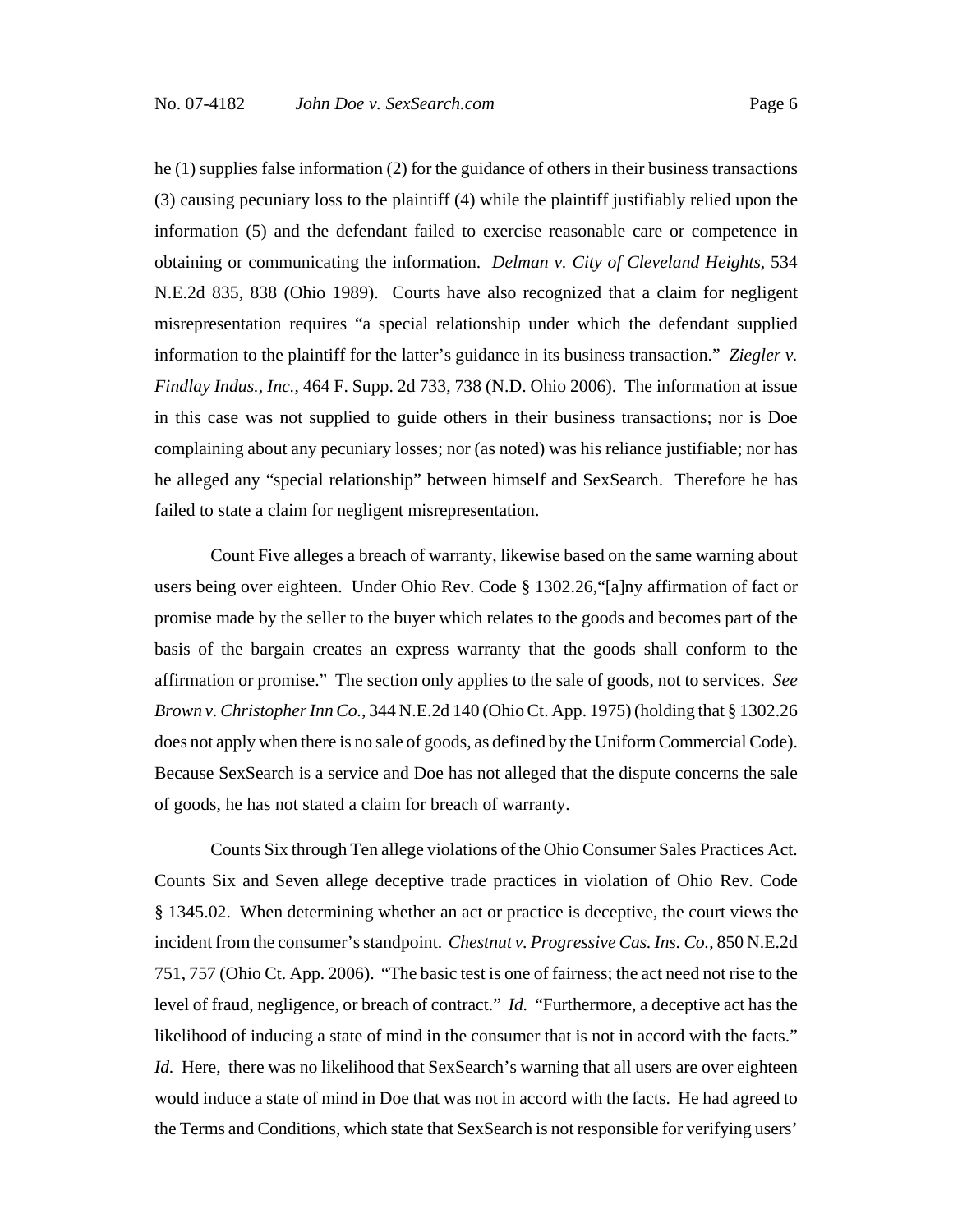he (1) supplies false information (2) for the guidance of others in their business transactions (3) causing pecuniary loss to the plaintiff (4) while the plaintiff justifiably relied upon the information (5) and the defendant failed to exercise reasonable care or competence in obtaining or communicating the information. *Delman v. City of Cleveland Heights*, 534 N.E.2d 835, 838 (Ohio 1989). Courts have also recognized that a claim for negligent misrepresentation requires "a special relationship under which the defendant supplied information to the plaintiff for the latter's guidance in its business transaction." *Ziegler v. Findlay Indus., Inc.*, 464 F. Supp. 2d 733, 738 (N.D. Ohio 2006). The information at issue in this case was not supplied to guide others in their business transactions; nor is Doe complaining about any pecuniary losses; nor (as noted) was his reliance justifiable; nor has he alleged any "special relationship" between himself and SexSearch. Therefore he has failed to state a claim for negligent misrepresentation.

Count Five alleges a breach of warranty, likewise based on the same warning about users being over eighteen. Under Ohio Rev. Code § 1302.26,"[a]ny affirmation of fact or promise made by the seller to the buyer which relates to the goods and becomes part of the basis of the bargain creates an express warranty that the goods shall conform to the affirmation or promise." The section only applies to the sale of goods, not to services. *See Brown v. Christopher Inn Co.*, 344 N.E.2d 140 (Ohio Ct. App. 1975) (holding that § 1302.26 does not apply when there is no sale of goods, as defined by the Uniform Commercial Code). Because SexSearch is a service and Doe has not alleged that the dispute concerns the sale of goods, he has not stated a claim for breach of warranty.

Counts Six through Ten allege violations of the Ohio Consumer Sales Practices Act. Counts Six and Seven allege deceptive trade practices in violation of Ohio Rev. Code § 1345.02. When determining whether an act or practice is deceptive, the court views the incident from the consumer's standpoint. *Chestnut v. Progressive Cas. Ins. Co.*, 850 N.E.2d 751, 757 (Ohio Ct. App. 2006). "The basic test is one of fairness; the act need not rise to the level of fraud, negligence, or breach of contract." *Id.* "Furthermore, a deceptive act has the likelihood of inducing a state of mind in the consumer that is not in accord with the facts." *Id.* Here, there was no likelihood that SexSearch's warning that all users are over eighteen would induce a state of mind in Doe that was not in accord with the facts. He had agreed to the Terms and Conditions, which state that SexSearch is not responsible for verifying users'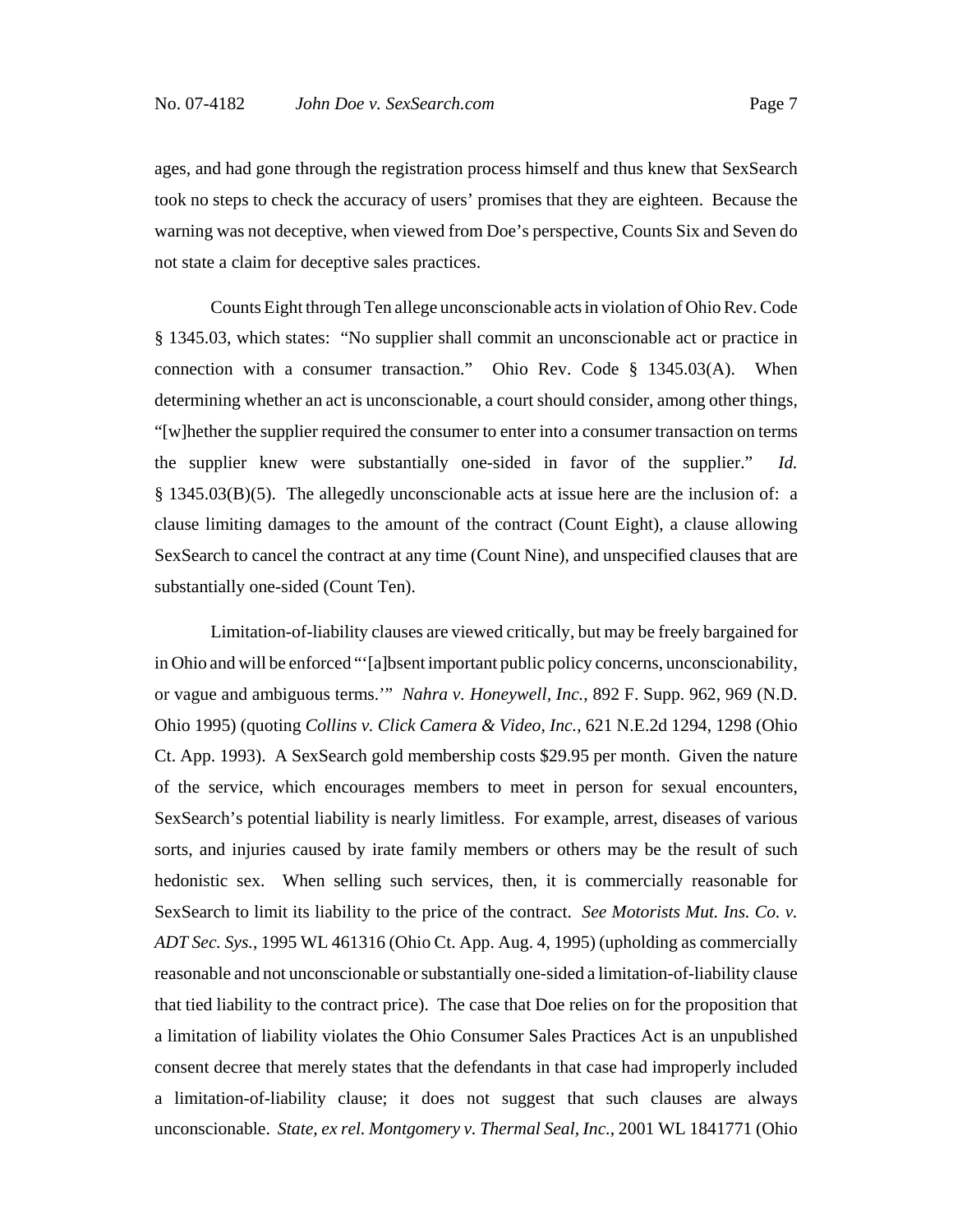ages, and had gone through the registration process himself and thus knew that SexSearch took no steps to check the accuracy of users' promises that they are eighteen. Because the warning was not deceptive, when viewed from Doe's perspective, Counts Six and Seven do not state a claim for deceptive sales practices.

Counts Eight through Ten allege unconscionable acts in violation of Ohio Rev. Code § 1345.03, which states: "No supplier shall commit an unconscionable act or practice in connection with a consumer transaction." Ohio Rev. Code § 1345.03(A). When determining whether an act is unconscionable, a court should consider, among other things, "[w]hether the supplier required the consumer to enter into a consumer transaction on terms the supplier knew were substantially one-sided in favor of the supplier." *Id.* § 1345.03(B)(5). The allegedly unconscionable acts at issue here are the inclusion of: a clause limiting damages to the amount of the contract (Count Eight), a clause allowing SexSearch to cancel the contract at any time (Count Nine), and unspecified clauses that are substantially one-sided (Count Ten).

Limitation-of-liability clauses are viewed critically, but may be freely bargained for in Ohio and will be enforced "'[a]bsent important public policy concerns, unconscionability, or vague and ambiguous terms.'" *Nahra v. Honeywell, Inc.*, 892 F. Supp. 962, 969 (N.D. Ohio 1995) (quoting *Collins v. Click Camera & Video, Inc.*, 621 N.E.2d 1294, 1298 (Ohio Ct. App. 1993). A SexSearch gold membership costs $29.95 per month. Given the nature of the service, which encourages members to meet in person for sexual encounters, SexSearch's potential liability is nearly limitless. For example, arrest, diseases of various sorts, and injuries caused by irate family members or others may be the result of such hedonistic sex. When selling such services, then, it is commercially reasonable for SexSearch to limit its liability to the price of the contract. *See Motorists Mut. Ins. Co. v. ADT Sec. Sys.*, 1995 WL 461316 (Ohio Ct. App. Aug. 4, 1995) (upholding as commercially reasonable and not unconscionable or substantially one-sided a limitation-of-liability clause that tied liability to the contract price). The case that Doe relies on for the proposition that a limitation of liability violates the Ohio Consumer Sales Practices Act is an unpublished consent decree that merely states that the defendants in that case had improperly included a limitation-of-liability clause; it does not suggest that such clauses are always unconscionable. *State, ex rel. Montgomery v. Thermal Seal, Inc.*, 2001 WL 1841771 (Ohio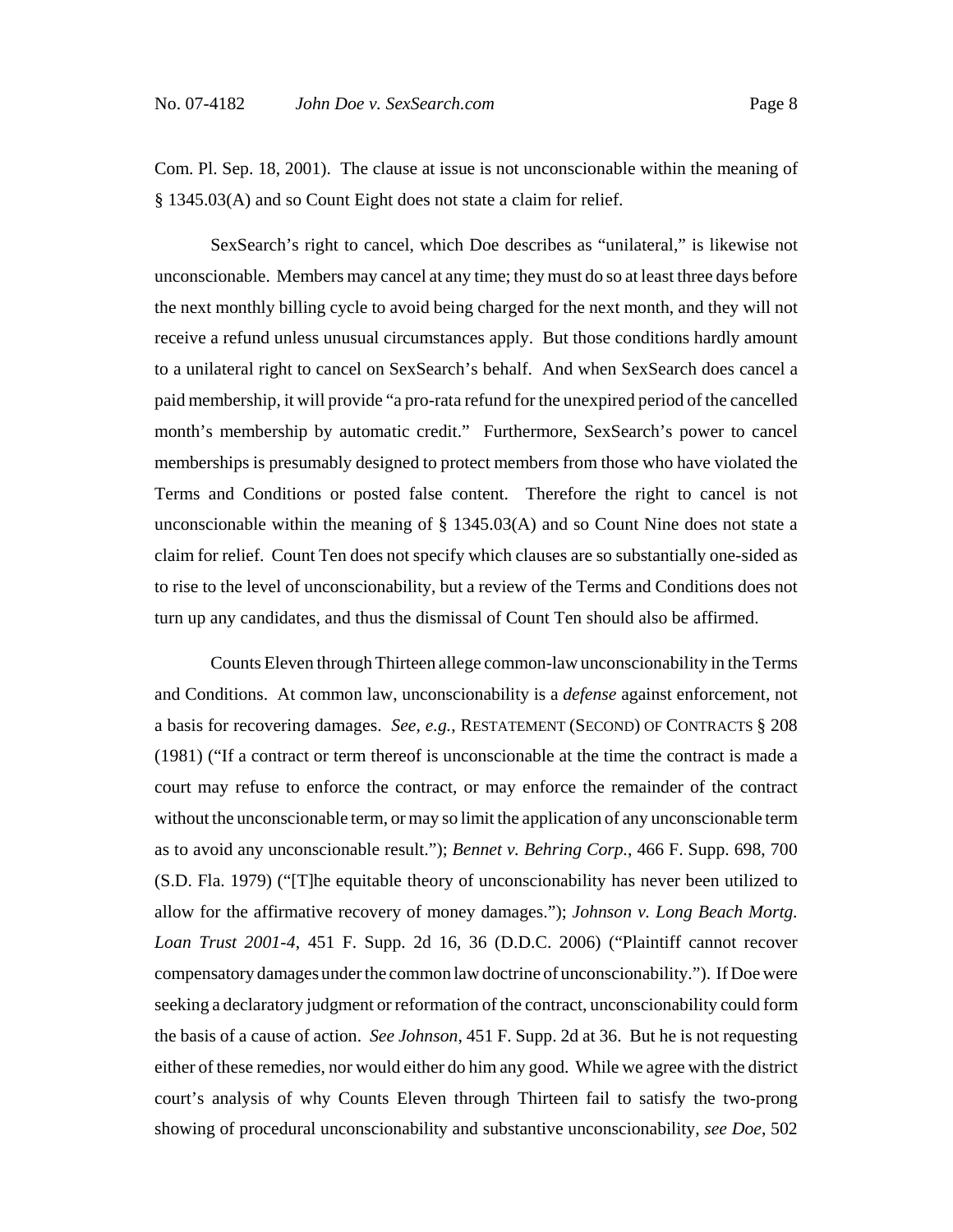Com. Pl. Sep. 18, 2001). The clause at issue is not unconscionable within the meaning of § 1345.03(A) and so Count Eight does not state a claim for relief.

SexSearch's right to cancel, which Doe describes as "unilateral," is likewise not unconscionable. Members may cancel at any time; they must do so at least three days before the next monthly billing cycle to avoid being charged for the next month, and they will not receive a refund unless unusual circumstances apply. But those conditions hardly amount to a unilateral right to cancel on SexSearch's behalf. And when SexSearch does cancel a paid membership, it will provide "a pro-rata refund for the unexpired period of the cancelled month's membership by automatic credit." Furthermore, SexSearch's power to cancel memberships is presumably designed to protect members from those who have violated the Terms and Conditions or posted false content. Therefore the right to cancel is not unconscionable within the meaning of § 1345.03(A) and so Count Nine does not state a claim for relief. Count Ten does not specify which clauses are so substantially one-sided as to rise to the level of unconscionability, but a review of the Terms and Conditions does not turn up any candidates, and thus the dismissal of Count Ten should also be affirmed.

Counts Eleven through Thirteen allege common-law unconscionability in the Terms and Conditions. At common law, unconscionability is a *defense* against enforcement, not a basis for recovering damages. *See, e.g.*, RESTATEMENT (SECOND) OF CONTRACTS § 208 (1981) ("If a contract or term thereof is unconscionable at the time the contract is made a court may refuse to enforce the contract, or may enforce the remainder of the contract without the unconscionable term, or may so limit the application of any unconscionable term as to avoid any unconscionable result."); *Bennet v. Behring Corp.*, 466 F. Supp. 698, 700 (S.D. Fla. 1979) ("[T]he equitable theory of unconscionability has never been utilized to allow for the affirmative recovery of money damages."); *Johnson v. Long Beach Mortg. Loan Trust 2001-4*, 451 F. Supp. 2d 16, 36 (D.D.C. 2006) ("Plaintiff cannot recover compensatory damages under the common law doctrine of unconscionability."). If Doe were seeking a declaratory judgment or reformation of the contract, unconscionability could form the basis of a cause of action. *See Johnson*, 451 F. Supp. 2d at 36. But he is not requesting either of these remedies, nor would either do him any good. While we agree with the district court's analysis of why Counts Eleven through Thirteen fail to satisfy the two-prong showing of procedural unconscionability and substantive unconscionability, *see Doe*, 502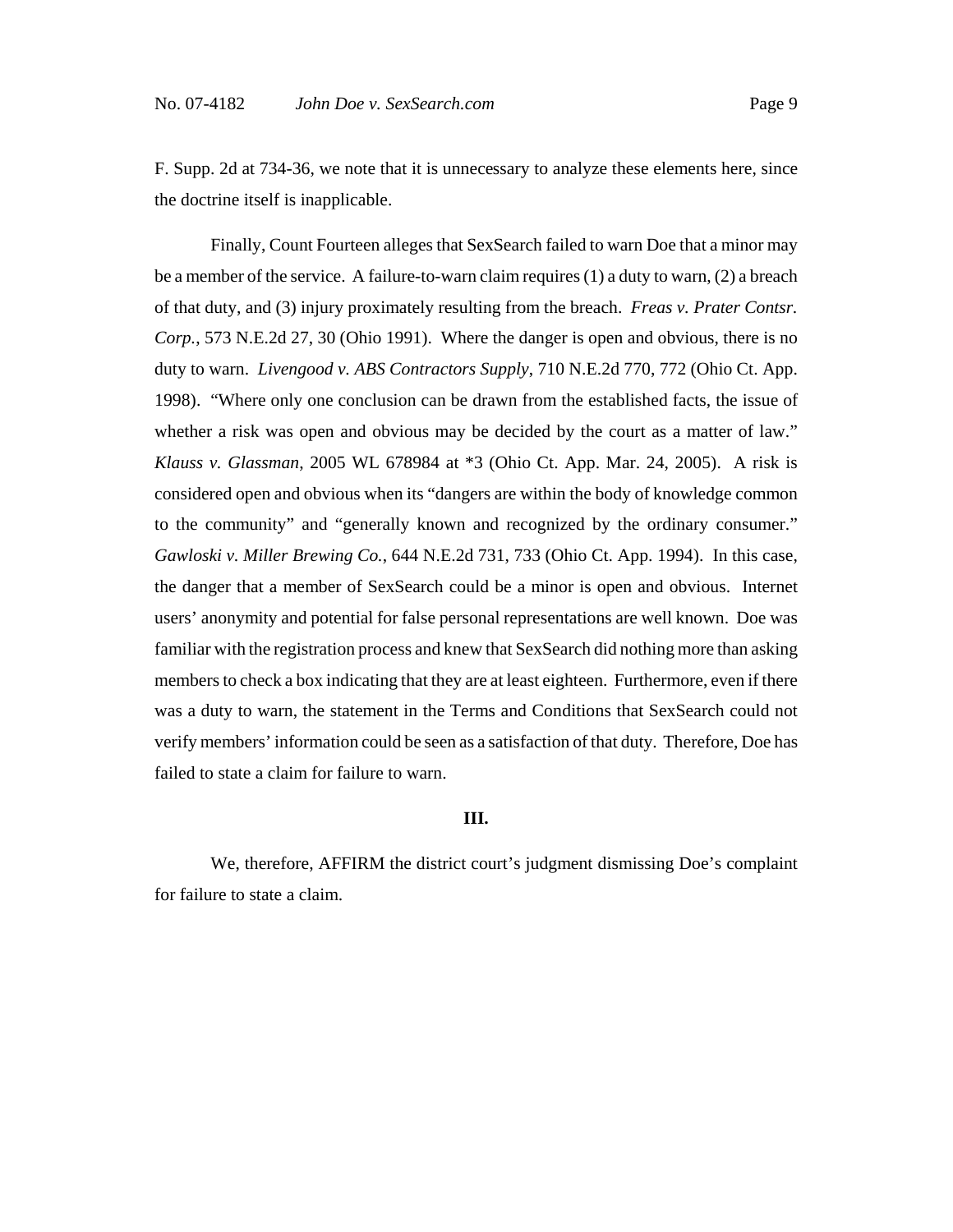F. Supp. 2d at 734-36, we note that it is unnecessary to analyze these elements here, since the doctrine itself is inapplicable.

Finally, Count Fourteen alleges that SexSearch failed to warn Doe that a minor may be a member of the service. A failure-to-warn claim requires (1) a duty to warn, (2) a breach of that duty, and (3) injury proximately resulting from the breach. *Freas v. Prater Contsr. Corp.*, 573 N.E.2d 27, 30 (Ohio 1991). Where the danger is open and obvious, there is no duty to warn. *Livengood v. ABS Contractors Supply*, 710 N.E.2d 770, 772 (Ohio Ct. App. 1998). "Where only one conclusion can be drawn from the established facts, the issue of whether a risk was open and obvious may be decided by the court as a matter of law." *Klauss v. Glassman*, 2005 WL 678984 at *3 (Ohio Ct. App. Mar. 24, 2005). A risk is considered open and obvious when its "dangers are within the body of knowledge common to the community" and "generally known and recognized by the ordinary consumer." *Gawloski v. Miller Brewing Co.*, 644 N.E.2d 731, 733 (Ohio Ct. App. 1994). In this case, the danger that a member of SexSearch could be a minor is open and obvious. Internet users' anonymity and potential for false personal representations are well known. Doe was familiar with the registration process and knew that SexSearch did nothing more than asking members to check a box indicating that they are at least eighteen. Furthermore, even if there was a duty to warn, the statement in the Terms and Conditions that SexSearch could not verify members' information could be seen as a satisfaction of that duty. Therefore, Doe has failed to state a claim for failure to warn.

### III.

We, therefore, AFFIRM the district court's judgment dismissing Doe's complaint for failure to state a claim.